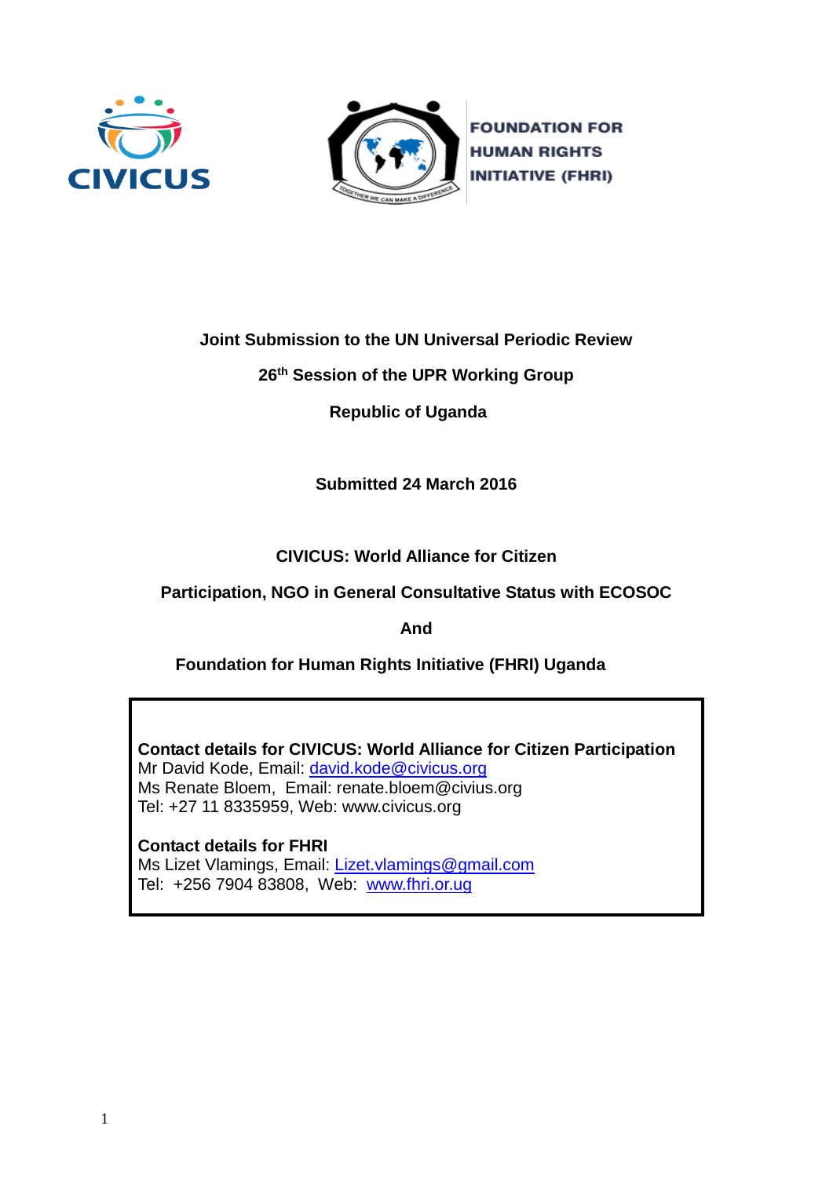CIVICUS

FOUNDATION FOR HUMAN RIGHTS INITIATIVE (FHRI)

**Joint Submission to the UN Universal Periodic Review**

**26th Session of the UPR Working Group**

**Republic of Uganda**

**Submitted 24 March 2016**

**CIVICUS: World Alliance for Citizen**

**Participation, NGO in General Consultative Status with ECOSOC**

**And**

**Foundation for Human Rights Initiative (FHRI) Uganda**

**Contact details for CIVICUS: World Alliance for Citizen Participation**
Mr David Kode, Email: david.kode@civicus.org
Ms Renate Bloem, Email: renate.bloem@civius.org
Tel: +27 11 8335959, Web: www.civicus.org

**Contact details for FHRI**
Ms Lizet Vlamings, Email: Lizet.vlamings@gmail.com
Tel: +256 7904 83808, Web: www.fhri.or.ug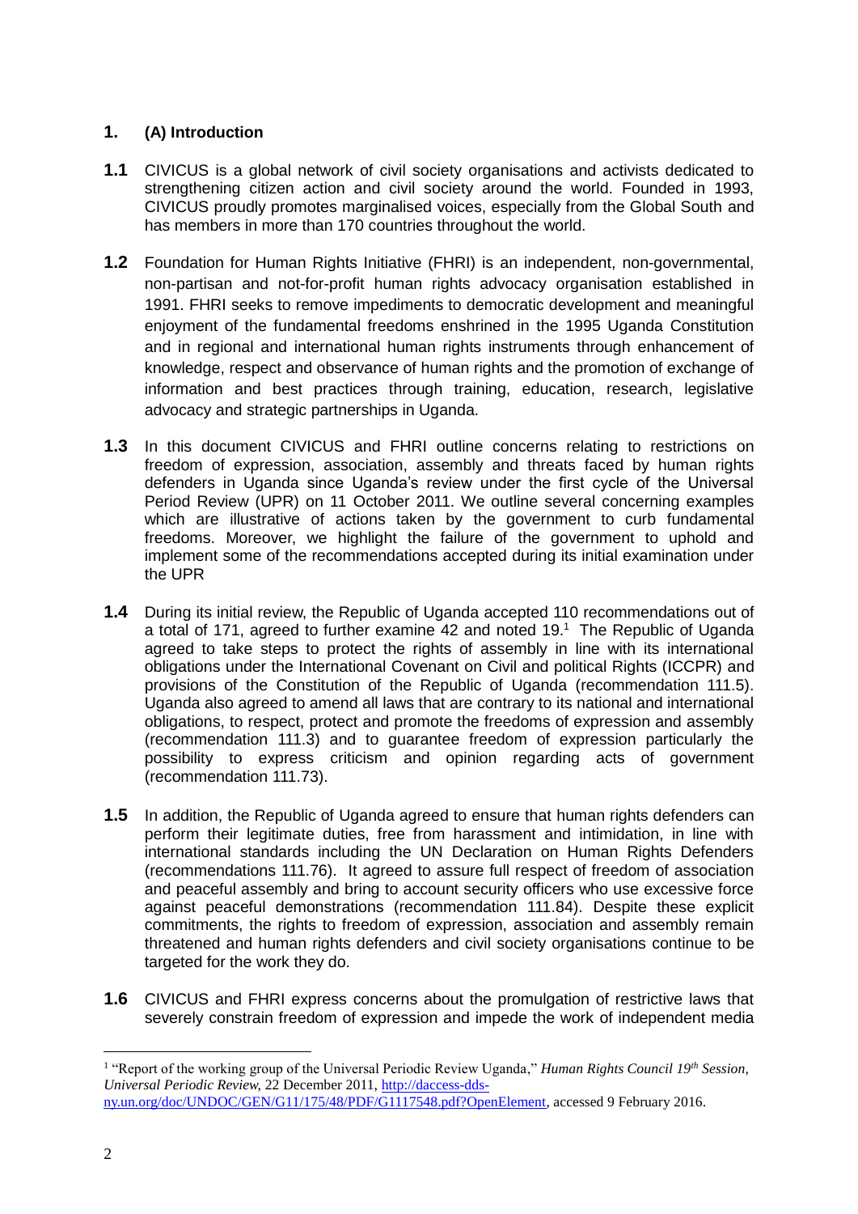## 1. (A) Introduction

**1.1** CIVICUS is a global network of civil society organisations and activists dedicated to strengthening citizen action and civil society around the world. Founded in 1993, CIVICUS proudly promotes marginalised voices, especially from the Global South and has members in more than 170 countries throughout the world.

**1.2** Foundation for Human Rights Initiative (FHRI) is an independent, non-governmental, non-partisan and not-for-profit human rights advocacy organisation established in 1991. FHRI seeks to remove impediments to democratic development and meaningful enjoyment of the fundamental freedoms enshrined in the 1995 Uganda Constitution and in regional and international human rights instruments through enhancement of knowledge, respect and observance of human rights and the promotion of exchange of information and best practices through training, education, research, legislative advocacy and strategic partnerships in Uganda.

**1.3** In this document CIVICUS and FHRI outline concerns relating to restrictions on freedom of expression, association, assembly and threats faced by human rights defenders in Uganda since Uganda's review under the first cycle of the Universal Period Review (UPR) on 11 October 2011. We outline several concerning examples which are illustrative of actions taken by the government to curb fundamental freedoms. Moreover, we highlight the failure of the government to uphold and implement some of the recommendations accepted during its initial examination under the UPR

**1.4** During its initial review, the Republic of Uganda accepted 110 recommendations out of a total of 171, agreed to further examine 42 and noted 19.[1] The Republic of Uganda agreed to take steps to protect the rights of assembly in line with its international obligations under the International Covenant on Civil and political Rights (ICCPR) and provisions of the Constitution of the Republic of Uganda (recommendation 111.5). Uganda also agreed to amend all laws that are contrary to its national and international obligations, to respect, protect and promote the freedoms of expression and assembly (recommendation 111.3) and to guarantee freedom of expression particularly the possibility to express criticism and opinion regarding acts of government (recommendation 111.73).

**1.5** In addition, the Republic of Uganda agreed to ensure that human rights defenders can perform their legitimate duties, free from harassment and intimidation, in line with international standards including the UN Declaration on Human Rights Defenders (recommendations 111.76). It agreed to assure full respect of freedom of association and peaceful assembly and bring to account security officers who use excessive force against peaceful demonstrations (recommendation 111.84). Despite these explicit commitments, the rights to freedom of expression, association and assembly remain threatened and human rights defenders and civil society organisations continue to be targeted for the work they do.

**1.6** CIVICUS and FHRI express concerns about the promulgation of restrictive laws that severely constrain freedom of expression and impede the work of independent media

---

[1] "Report of the working group of the Universal Periodic Review Uganda," *Human Rights Council 19th Session, Universal Periodic Review,* 22 December 2011, http://daccess-dds-ny.un.org/doc/UNDOC/GEN/G11/175/48/PDF/G1117548.pdf?OpenElement, accessed 9 February 2016.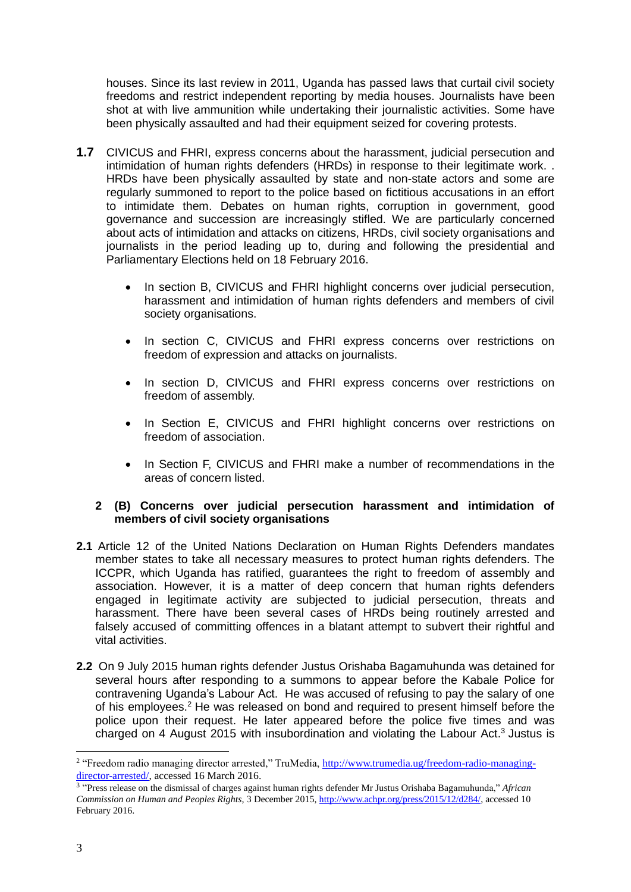houses. Since its last review in 2011, Uganda has passed laws that curtail civil society freedoms and restrict independent reporting by media houses. Journalists have been shot at with live ammunition while undertaking their journalistic activities. Some have been physically assaulted and had their equipment seized for covering protests.

**1.7** CIVICUS and FHRI, express concerns about the harassment, judicial persecution and intimidation of human rights defenders (HRDs) in response to their legitimate work. . HRDs have been physically assaulted by state and non-state actors and some are regularly summoned to report to the police based on fictitious accusations in an effort to intimidate them. Debates on human rights, corruption in government, good governance and succession are increasingly stifled. We are particularly concerned about acts of intimidation and attacks on citizens, HRDs, civil society organisations and journalists in the period leading up to, during and following the presidential and Parliamentary Elections held on 18 February 2016.

- In section B, CIVICUS and FHRI highlight concerns over judicial persecution, harassment and intimidation of human rights defenders and members of civil society organisations.
- In section C, CIVICUS and FHRI express concerns over restrictions on freedom of expression and attacks on journalists.
- In section D, CIVICUS and FHRI express concerns over restrictions on freedom of assembly.
- In Section E, CIVICUS and FHRI highlight concerns over restrictions on freedom of association.
- In Section F, CIVICUS and FHRI make a number of recommendations in the areas of concern listed.

## 2 (B) Concerns over judicial persecution harassment and intimidation of members of civil society organisations

**2.1** Article 12 of the United Nations Declaration on Human Rights Defenders mandates member states to take all necessary measures to protect human rights defenders. The ICCPR, which Uganda has ratified, guarantees the right to freedom of assembly and association. However, it is a matter of deep concern that human rights defenders engaged in legitimate activity are subjected to judicial persecution, threats and harassment. There have been several cases of HRDs being routinely arrested and falsely accused of committing offences in a blatant attempt to subvert their rightful and vital activities.

**2.2** On 9 July 2015 human rights defender Justus Orishaba Bagamuhunda was detained for several hours after responding to a summons to appear before the Kabale Police for contravening Uganda's Labour Act. He was accused of refusing to pay the salary of one of his employees.[2] He was released on bond and required to present himself before the police upon their request. He later appeared before the police five times and was charged on 4 August 2015 with insubordination and violating the Labour Act.[3] Justus is

---

[2] "Freedom radio managing director arrested," TruMedia, http://www.trumedia.ug/freedom-radio-managing-director-arrested/, accessed 16 March 2016.

[3] "Press release on the dismissal of charges against human rights defender Mr Justus Orishaba Bagamuhunda," *African Commission on Human and Peoples Rights*, 3 December 2015, http://www.achpr.org/press/2015/12/d284/, accessed 10 February 2016.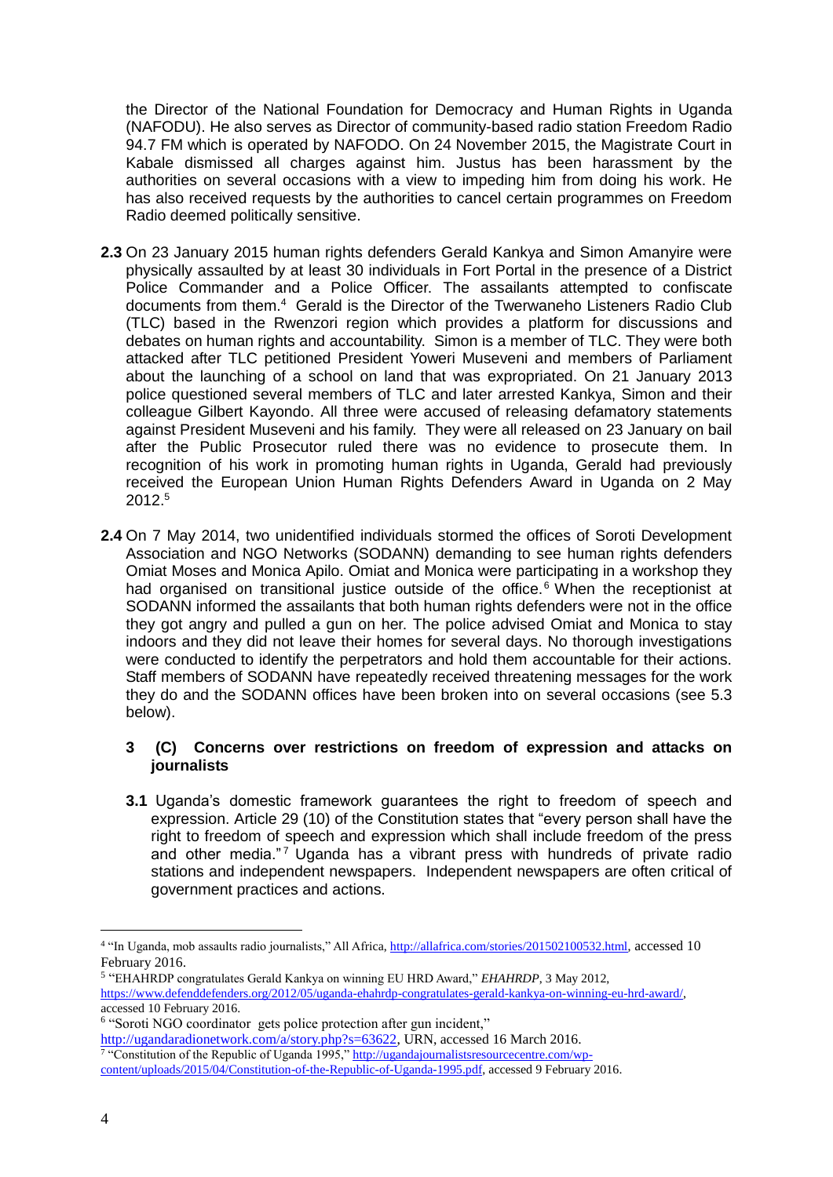the Director of the National Foundation for Democracy and Human Rights in Uganda (NAFODU). He also serves as Director of community-based radio station Freedom Radio 94.7 FM which is operated by NAFODO. On 24 November 2015, the Magistrate Court in Kabale dismissed all charges against him. Justus has been harassment by the authorities on several occasions with a view to impeding him from doing his work. He has also received requests by the authorities to cancel certain programmes on Freedom Radio deemed politically sensitive.

**2.3** On 23 January 2015 human rights defenders Gerald Kankya and Simon Amanyire were physically assaulted by at least 30 individuals in Fort Portal in the presence of a District Police Commander and a Police Officer. The assailants attempted to confiscate documents from them.[4] Gerald is the Director of the Twerwaneho Listeners Radio Club (TLC) based in the Rwenzori region which provides a platform for discussions and debates on human rights and accountability. Simon is a member of TLC. They were both attacked after TLC petitioned President Yoweri Museveni and members of Parliament about the launching of a school on land that was expropriated. On 21 January 2013 police questioned several members of TLC and later arrested Kankya, Simon and their colleague Gilbert Kayondo. All three were accused of releasing defamatory statements against President Museveni and his family. They were all released on 23 January on bail after the Public Prosecutor ruled there was no evidence to prosecute them. In recognition of his work in promoting human rights in Uganda, Gerald had previously received the European Union Human Rights Defenders Award in Uganda on 2 May 2012.[5]

**2.4** On 7 May 2014, two unidentified individuals stormed the offices of Soroti Development Association and NGO Networks (SODANN) demanding to see human rights defenders Omiat Moses and Monica Apilo. Omiat and Monica were participating in a workshop they had organised on transitional justice outside of the office.[6] When the receptionist at SODANN informed the assailants that both human rights defenders were not in the office they got angry and pulled a gun on her. The police advised Omiat and Monica to stay indoors and they did not leave their homes for several days. No thorough investigations were conducted to identify the perpetrators and hold them accountable for their actions. Staff members of SODANN have repeatedly received threatening messages for the work they do and the SODANN offices have been broken into on several occasions (see 5.3 below).

## 3 (C) Concerns over restrictions on freedom of expression and attacks on journalists

**3.1** Uganda's domestic framework guarantees the right to freedom of speech and expression. Article 29 (10) of the Constitution states that "every person shall have the right to freedom of speech and expression which shall include freedom of the press and other media."[7] Uganda has a vibrant press with hundreds of private radio stations and independent newspapers. Independent newspapers are often critical of government practices and actions.

---

[4] "In Uganda, mob assaults radio journalists," All Africa, http://allafrica.com/stories/201502100532.html, accessed 10 February 2016.

[5] "EHAHRDP congratulates Gerald Kankya on winning EU HRD Award," *EHAHRDP*, 3 May 2012, https://www.defenddefenders.org/2012/05/uganda-ehahrdp-congratulates-gerald-kankya-on-winning-eu-hrd-award/, accessed 10 February 2016.

[6] "Soroti NGO coordinator gets police protection after gun incident," http://ugandaradionetwork.com/a/story.php?s=63622, URN, accessed 16 March 2016.

[7] "Constitution of the Republic of Uganda 1995," http://ugandajournalistsresourcecentre.com/wp-content/uploads/2015/04/Constitution-of-the-Republic-of-Uganda-1995.pdf, accessed 9 February 2016.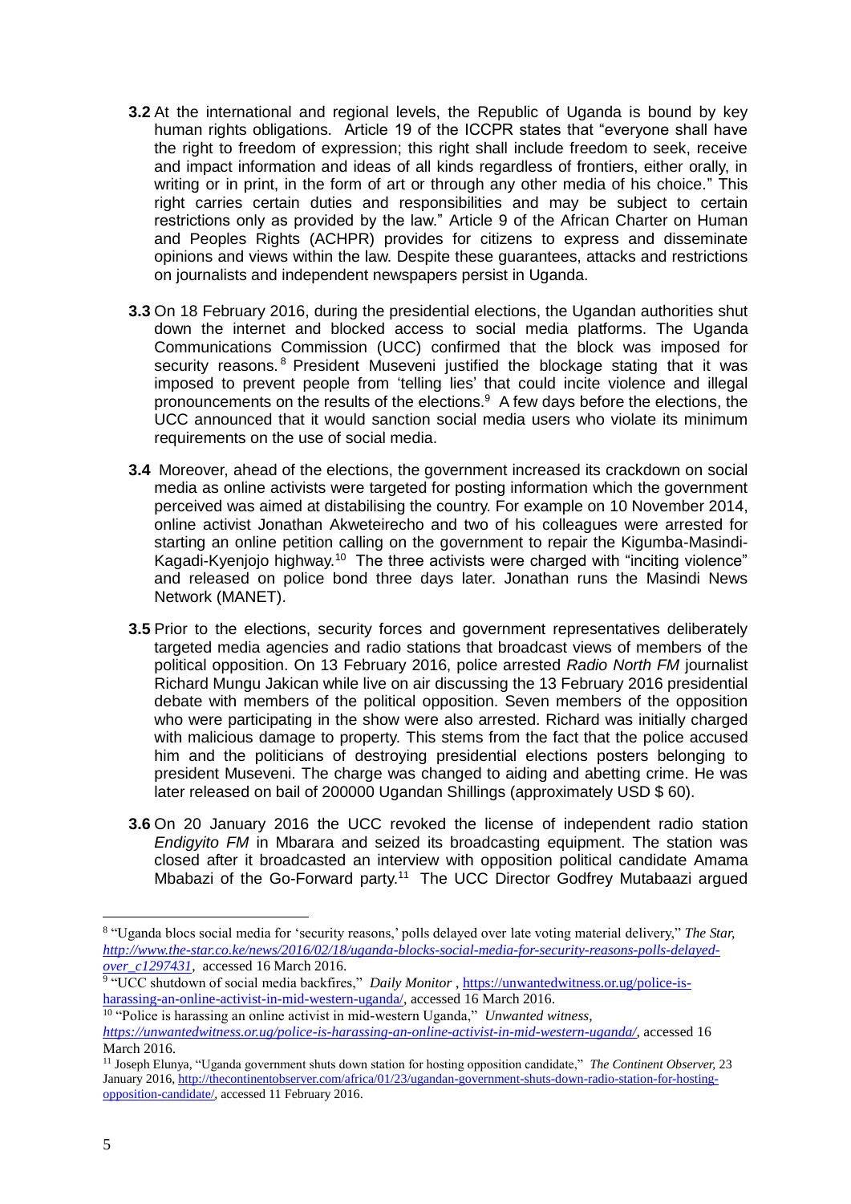**3.2** At the international and regional levels, the Republic of Uganda is bound by key human rights obligations. Article 19 of the ICCPR states that "everyone shall have the right to freedom of expression; this right shall include freedom to seek, receive and impact information and ideas of all kinds regardless of frontiers, either orally, in writing or in print, in the form of art or through any other media of his choice." This right carries certain duties and responsibilities and may be subject to certain restrictions only as provided by the law." Article 9 of the African Charter on Human and Peoples Rights (ACHPR) provides for citizens to express and disseminate opinions and views within the law. Despite these guarantees, attacks and restrictions on journalists and independent newspapers persist in Uganda.

**3.3** On 18 February 2016, during the presidential elections, the Ugandan authorities shut down the internet and blocked access to social media platforms. The Uganda Communications Commission (UCC) confirmed that the block was imposed for security reasons.[8] President Museveni justified the blockage stating that it was imposed to prevent people from 'telling lies' that could incite violence and illegal pronouncements on the results of the elections.[9] A few days before the elections, the UCC announced that it would sanction social media users who violate its minimum requirements on the use of social media.

**3.4** Moreover, ahead of the elections, the government increased its crackdown on social media as online activists were targeted for posting information which the government perceived was aimed at distabilising the country. For example on 10 November 2014, online activist Jonathan Akweteirecho and two of his colleagues were arrested for starting an online petition calling on the government to repair the Kigumba-Masindi-Kagadi-Kyenjojo highway.[10] The three activists were charged with "inciting violence" and released on police bond three days later. Jonathan runs the Masindi News Network (MANET).

**3.5** Prior to the elections, security forces and government representatives deliberately targeted media agencies and radio stations that broadcast views of members of the political opposition. On 13 February 2016, police arrested *Radio North FM* journalist Richard Mungu Jakican while live on air discussing the 13 February 2016 presidential debate with members of the political opposition. Seven members of the opposition who were participating in the show were also arrested. Richard was initially charged with malicious damage to property. This stems from the fact that the police accused him and the politicians of destroying presidential elections posters belonging to president Museveni. The charge was changed to aiding and abetting crime. He was later released on bail of 200000 Ugandan Shillings (approximately USD $ 60).

**3.6** On 20 January 2016 the UCC revoked the license of independent radio station *Endigyito FM* in Mbarara and seized its broadcasting equipment. The station was closed after it broadcasted an interview with opposition political candidate Amama Mbabazi of the Go-Forward party.[11] The UCC Director Godfrey Mutabaazi argued

---

[8] "Uganda blocs social media for 'security reasons,' polls delayed over late voting material delivery," *The Star,* *http://www.the-star.co.ke/news/2016/02/18/uganda-blocks-social-media-for-security-reasons-polls-delayed-over_c1297431*, accessed 16 March 2016.

[9] "UCC shutdown of social media backfires," *Daily Monitor* , https://unwantedwitness.or.ug/police-is-harassing-an-online-activist-in-mid-western-uganda/, accessed 16 March 2016.

[10] "Police is harassing an online activist in mid-western Uganda," *Unwanted witness, https://unwantedwitness.or.ug/police-is-harassing-an-online-activist-in-mid-western-uganda/*, accessed 16 March 2016.

[11] Joseph Elunya, "Uganda government shuts down station for hosting opposition candidate," *The Continent Observer,* 23 January 2016, http://thecontinentobserver.com/africa/01/23/ugandan-government-shuts-down-radio-station-for-hosting-opposition-candidate/, accessed 11 February 2016.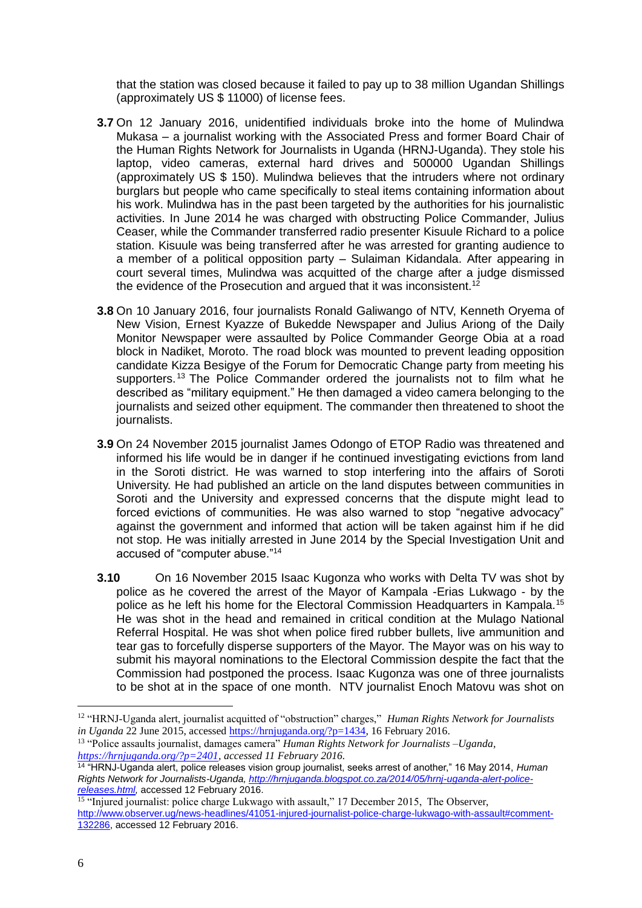that the station was closed because it failed to pay up to 38 million Ugandan Shillings (approximately US $ 11000) of license fees.

**3.7** On 12 January 2016, unidentified individuals broke into the home of Mulindwa Mukasa – a journalist working with the Associated Press and former Board Chair of the Human Rights Network for Journalists in Uganda (HRNJ-Uganda). They stole his laptop, video cameras, external hard drives and 500000 Ugandan Shillings (approximately US $ 150). Mulindwa believes that the intruders where not ordinary burglars but people who came specifically to steal items containing information about his work. Mulindwa has in the past been targeted by the authorities for his journalistic activities. In June 2014 he was charged with obstructing Police Commander, Julius Ceaser, while the Commander transferred radio presenter Kisuule Richard to a police station. Kisuule was being transferred after he was arrested for granting audience to a member of a political opposition party – Sulaiman Kidandala. After appearing in court several times, Mulindwa was acquitted of the charge after a judge dismissed the evidence of the Prosecution and argued that it was inconsistent.[12]

**3.8** On 10 January 2016, four journalists Ronald Galiwango of NTV, Kenneth Oryema of New Vision, Ernest Kyazze of Bukedde Newspaper and Julius Ariong of the Daily Monitor Newspaper were assaulted by Police Commander George Obia at a road block in Nadiket, Moroto. The road block was mounted to prevent leading opposition candidate Kizza Besigye of the Forum for Democratic Change party from meeting his supporters.[13] The Police Commander ordered the journalists not to film what he described as "military equipment." He then damaged a video camera belonging to the journalists and seized other equipment. The commander then threatened to shoot the journalists.

**3.9** On 24 November 2015 journalist James Odongo of ETOP Radio was threatened and informed his life would be in danger if he continued investigating evictions from land in the Soroti district. He was warned to stop interfering into the affairs of Soroti University. He had published an article on the land disputes between communities in Soroti and the University and expressed concerns that the dispute might lead to forced evictions of communities. He was also warned to stop "negative advocacy" against the government and informed that action will be taken against him if he did not stop. He was initially arrested in June 2014 by the Special Investigation Unit and accused of "computer abuse."[14]

**3.10** On 16 November 2015 Isaac Kugonza who works with Delta TV was shot by police as he covered the arrest of the Mayor of Kampala -Erias Lukwago - by the police as he left his home for the Electoral Commission Headquarters in Kampala.[15] He was shot in the head and remained in critical condition at the Mulago National Referral Hospital. He was shot when police fired rubber bullets, live ammunition and tear gas to forcefully disperse supporters of the Mayor. The Mayor was on his way to submit his mayoral nominations to the Electoral Commission despite the fact that the Commission had postponed the process. Isaac Kugonza was one of three journalists to be shot at in the space of one month. NTV journalist Enoch Matovu was shot on

---

[12] "HRNJ-Uganda alert, journalist acquitted of "obstruction" charges," *Human Rights Network for Journalists in Uganda* 22 June 2015, accessed https://hrnjuganda.org/?p=1434, 16 February 2016.

[13] "Police assaults journalist, damages camera" *Human Rights Network for Journalists –Uganda, https://hrnjuganda.org/?p=2401, accessed 11 February 2016.*

[14] "HRNJ-Uganda alert, police releases vision group journalist, seeks arrest of another," 16 May 2014, *Human Rights Network for Journalists-Uganda, http://hrnjuganda.blogspot.co.za/2014/05/hrnj-uganda-alert-police-releases.html,* accessed 12 February 2016.

[15] "Injured journalist: police charge Lukwago with assault," 17 December 2015, The Observer, http://www.observer.ug/news-headlines/41051-injured-journalist-police-charge-lukwago-with-assault#comment-132286, accessed 12 February 2016.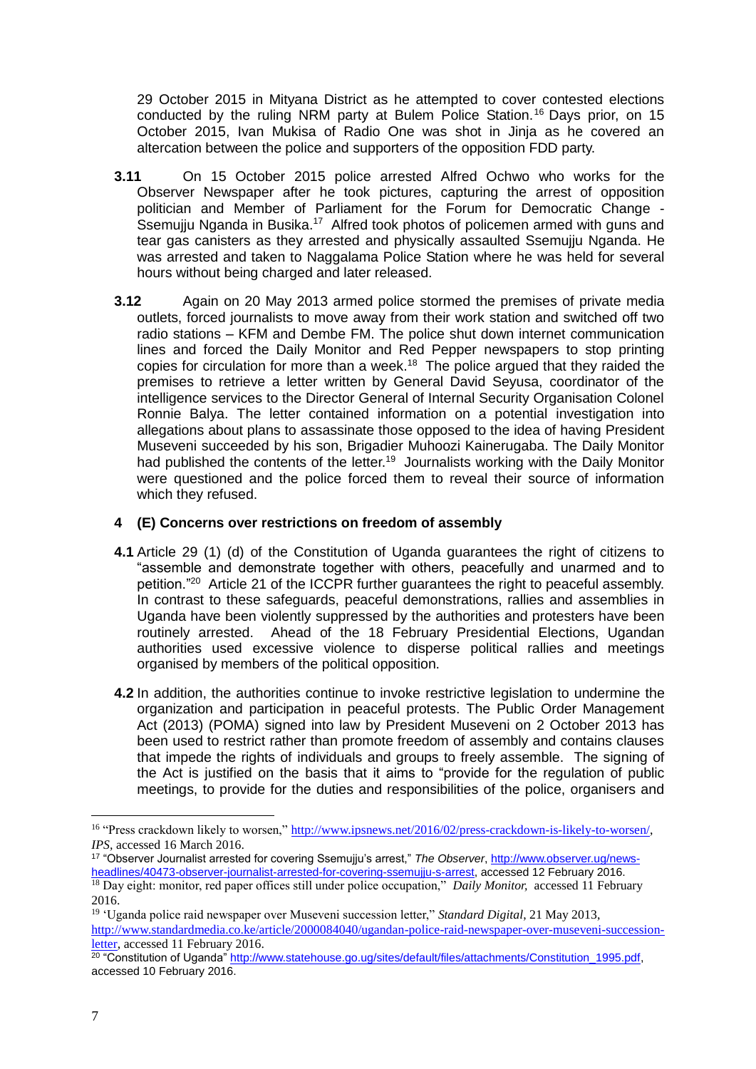29 October 2015 in Mityana District as he attempted to cover contested elections conducted by the ruling NRM party at Bulem Police Station.[16] Days prior, on 15 October 2015, Ivan Mukisa of Radio One was shot in Jinja as he covered an altercation between the police and supporters of the opposition FDD party.

**3.11** On 15 October 2015 police arrested Alfred Ochwo who works for the Observer Newspaper after he took pictures, capturing the arrest of opposition politician and Member of Parliament for the Forum for Democratic Change - Ssemujju Nganda in Busika.[17] Alfred took photos of policemen armed with guns and tear gas canisters as they arrested and physically assaulted Ssemujju Nganda. He was arrested and taken to Naggalama Police Station where he was held for several hours without being charged and later released.

**3.12** Again on 20 May 2013 armed police stormed the premises of private media outlets, forced journalists to move away from their work station and switched off two radio stations – KFM and Dembe FM. The police shut down internet communication lines and forced the Daily Monitor and Red Pepper newspapers to stop printing copies for circulation for more than a week.[18] The police argued that they raided the premises to retrieve a letter written by General David Seyusa, coordinator of the intelligence services to the Director General of Internal Security Organisation Colonel Ronnie Balya. The letter contained information on a potential investigation into allegations about plans to assassinate those opposed to the idea of having President Museveni succeeded by his son, Brigadier Muhoozi Kainerugaba. The Daily Monitor had published the contents of the letter.[19] Journalists working with the Daily Monitor were questioned and the police forced them to reveal their source of information which they refused.

## 4 (E) Concerns over restrictions on freedom of assembly

**4.1** Article 29 (1) (d) of the Constitution of Uganda guarantees the right of citizens to "assemble and demonstrate together with others, peacefully and unarmed and to petition."[20] Article 21 of the ICCPR further guarantees the right to peaceful assembly. In contrast to these safeguards, peaceful demonstrations, rallies and assemblies in Uganda have been violently suppressed by the authorities and protesters have been routinely arrested. Ahead of the 18 February Presidential Elections, Ugandan authorities used excessive violence to disperse political rallies and meetings organised by members of the political opposition.

**4.2** In addition, the authorities continue to invoke restrictive legislation to undermine the organization and participation in peaceful protests. The Public Order Management Act (2013) (POMA) signed into law by President Museveni on 2 October 2013 has been used to restrict rather than promote freedom of assembly and contains clauses that impede the rights of individuals and groups to freely assemble. The signing of the Act is justified on the basis that it aims to "provide for the regulation of public meetings, to provide for the duties and responsibilities of the police, organisers and

---

[16] "Press crackdown likely to worsen," http://www.ipsnews.net/2016/02/press-crackdown-is-likely-to-worsen/, *IPS*, accessed 16 March 2016.

[17] "Observer Journalist arrested for covering Ssemujju's arrest," *The Observer*, http://www.observer.ug/news-headlines/40473-observer-journalist-arrested-for-covering-ssemujju-s-arrest, accessed 12 February 2016.

[18] Day eight: monitor, red paper offices still under police occupation," *Daily Monitor,* accessed 11 February 2016.

[19] 'Uganda police raid newspaper over Museveni succession letter," *Standard Digital,* 21 May 2013, http://www.standardmedia.co.ke/article/2000084040/ugandan-police-raid-newspaper-over-museveni-succession-letter, accessed 11 February 2016.

[20] "Constitution of Uganda" http://www.statehouse.go.ug/sites/default/files/attachments/Constitution_1995.pdf, accessed 10 February 2016.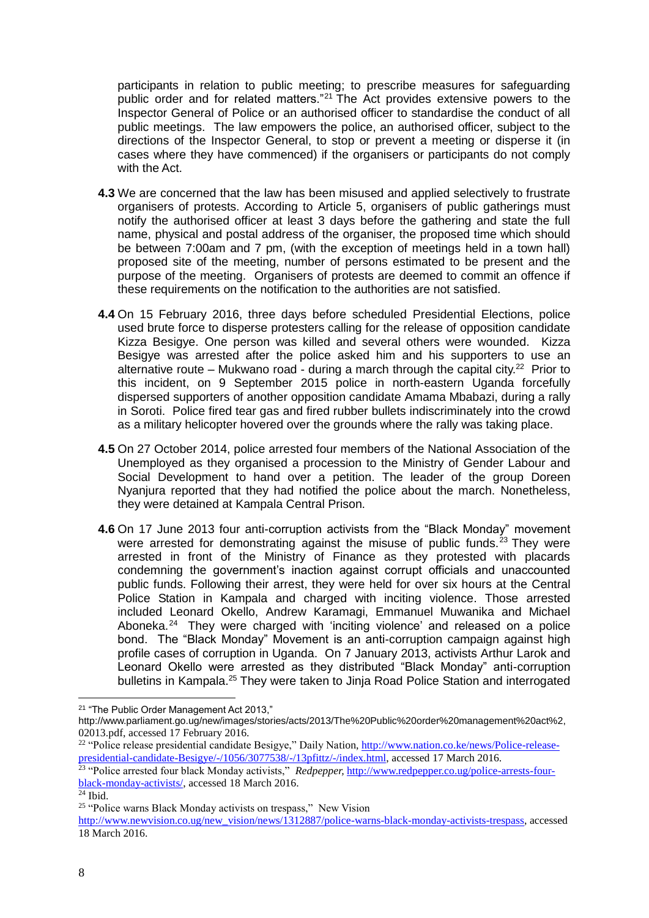participants in relation to public meeting; to prescribe measures for safeguarding public order and for related matters."[21] The Act provides extensive powers to the Inspector General of Police or an authorised officer to standardise the conduct of all public meetings. The law empowers the police, an authorised officer, subject to the directions of the Inspector General, to stop or prevent a meeting or disperse it (in cases where they have commenced) if the organisers or participants do not comply with the Act.

**4.3** We are concerned that the law has been misused and applied selectively to frustrate organisers of protests. According to Article 5, organisers of public gatherings must notify the authorised officer at least 3 days before the gathering and state the full name, physical and postal address of the organiser, the proposed time which should be between 7:00am and 7 pm, (with the exception of meetings held in a town hall) proposed site of the meeting, number of persons estimated to be present and the purpose of the meeting. Organisers of protests are deemed to commit an offence if these requirements on the notification to the authorities are not satisfied.

**4.4** On 15 February 2016, three days before scheduled Presidential Elections, police used brute force to disperse protesters calling for the release of opposition candidate Kizza Besigye. One person was killed and several others were wounded. Kizza Besigye was arrested after the police asked him and his supporters to use an alternative route – Mukwano road - during a march through the capital city.[22] Prior to this incident, on 9 September 2015 police in north-eastern Uganda forcefully dispersed supporters of another opposition candidate Amama Mbabazi, during a rally in Soroti. Police fired tear gas and fired rubber bullets indiscriminately into the crowd as a military helicopter hovered over the grounds where the rally was taking place.

**4.5** On 27 October 2014, police arrested four members of the National Association of the Unemployed as they organised a procession to the Ministry of Gender Labour and Social Development to hand over a petition. The leader of the group Doreen Nyanjura reported that they had notified the police about the march. Nonetheless, they were detained at Kampala Central Prison.

**4.6** On 17 June 2013 four anti-corruption activists from the "Black Monday" movement were arrested for demonstrating against the misuse of public funds.[23] They were arrested in front of the Ministry of Finance as they protested with placards condemning the government's inaction against corrupt officials and unaccounted public funds. Following their arrest, they were held for over six hours at the Central Police Station in Kampala and charged with inciting violence. Those arrested included Leonard Okello, Andrew Karamagi, Emmanuel Muwanika and Michael Aboneka.[24] They were charged with 'inciting violence' and released on a police bond. The "Black Monday" Movement is an anti-corruption campaign against high profile cases of corruption in Uganda. On 7 January 2013, activists Arthur Larok and Leonard Okello were arrested as they distributed "Black Monday" anti-corruption bulletins in Kampala.[25] They were taken to Jinja Road Police Station and interrogated

---

[21] "The Public Order Management Act 2013," http://www.parliament.go.ug/new/images/stories/acts/2013/The%20Public%20order%20management%20act%2,02013.pdf, accessed 17 February 2016.

[22] "Police release presidential candidate Besigye," Daily Nation, http://www.nation.co.ke/news/Police-release-presidential-candidate-Besigye/-/1056/3077538/-/13pfittz/-/index.html, accessed 17 March 2016.

[23] "Police arrested four black Monday activists," *Redpepper,* http://www.redpepper.co.ug/police-arrests-four-black-monday-activists/, accessed 18 March 2016.

[24] Ibid.

[25] "Police warns Black Monday activists on trespass," New Vision http://www.newvision.co.ug/new_vision/news/1312887/police-warns-black-monday-activists-trespass, accessed 18 March 2016.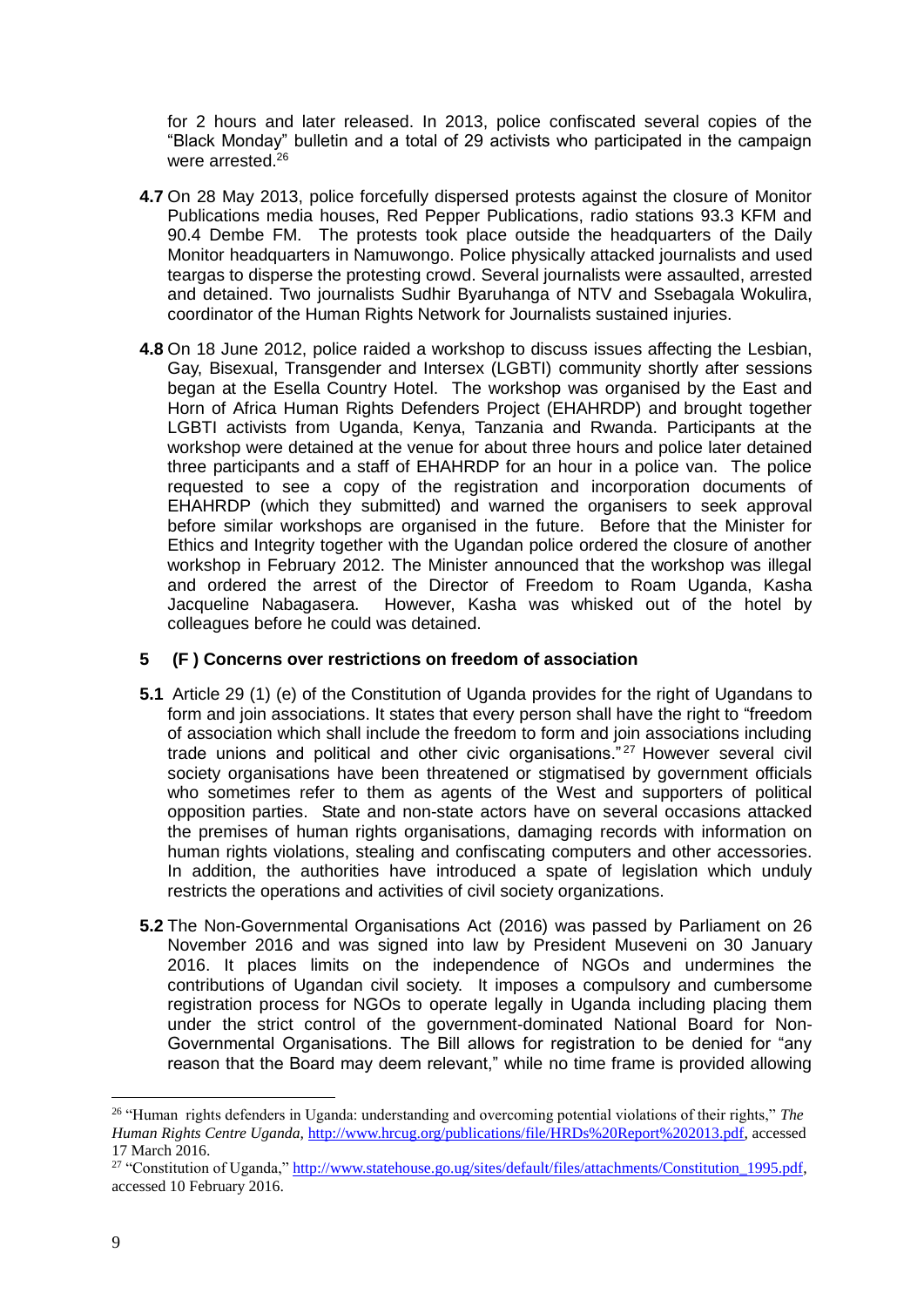for 2 hours and later released. In 2013, police confiscated several copies of the "Black Monday" bulletin and a total of 29 activists who participated in the campaign were arrested.[26]

**4.7** On 28 May 2013, police forcefully dispersed protests against the closure of Monitor Publications media houses, Red Pepper Publications, radio stations 93.3 KFM and 90.4 Dembe FM. The protests took place outside the headquarters of the Daily Monitor headquarters in Namuwongo. Police physically attacked journalists and used teargas to disperse the protesting crowd. Several journalists were assaulted, arrested and detained. Two journalists Sudhir Byaruhanga of NTV and Ssebagala Wokulira, coordinator of the Human Rights Network for Journalists sustained injuries.

**4.8** On 18 June 2012, police raided a workshop to discuss issues affecting the Lesbian, Gay, Bisexual, Transgender and Intersex (LGBTI) community shortly after sessions began at the Esella Country Hotel. The workshop was organised by the East and Horn of Africa Human Rights Defenders Project (EHAHRDP) and brought together LGBTI activists from Uganda, Kenya, Tanzania and Rwanda. Participants at the workshop were detained at the venue for about three hours and police later detained three participants and a staff of EHAHRDP for an hour in a police van. The police requested to see a copy of the registration and incorporation documents of EHAHRDP (which they submitted) and warned the organisers to seek approval before similar workshops are organised in the future. Before that the Minister for Ethics and Integrity together with the Ugandan police ordered the closure of another workshop in February 2012. The Minister announced that the workshop was illegal and ordered the arrest of the Director of Freedom to Roam Uganda, Kasha Jacqueline Nabagasera. However, Kasha was whisked out of the hotel by colleagues before he could was detained.

## 5 (F ) Concerns over restrictions on freedom of association

**5.1** Article 29 (1) (e) of the Constitution of Uganda provides for the right of Ugandans to form and join associations. It states that every person shall have the right to "freedom of association which shall include the freedom to form and join associations including trade unions and political and other civic organisations."[27] However several civil society organisations have been threatened or stigmatised by government officials who sometimes refer to them as agents of the West and supporters of political opposition parties. State and non-state actors have on several occasions attacked the premises of human rights organisations, damaging records with information on human rights violations, stealing and confiscating computers and other accessories. In addition, the authorities have introduced a spate of legislation which unduly restricts the operations and activities of civil society organizations.

**5.2** The Non-Governmental Organisations Act (2016) was passed by Parliament on 26 November 2016 and was signed into law by President Museveni on 30 January 2016. It places limits on the independence of NGOs and undermines the contributions of Ugandan civil society. It imposes a compulsory and cumbersome registration process for NGOs to operate legally in Uganda including placing them under the strict control of the government-dominated National Board for Non-Governmental Organisations. The Bill allows for registration to be denied for "any reason that the Board may deem relevant," while no time frame is provided allowing

---

[26] "Human rights defenders in Uganda: understanding and overcoming potential violations of their rights," *The Human Rights Centre Uganda*, http://www.hrcug.org/publications/file/HRDs%20Report%202013.pdf, accessed 17 March 2016.

[27] "Constitution of Uganda," http://www.statehouse.go.ug/sites/default/files/attachments/Constitution_1995.pdf, accessed 10 February 2016.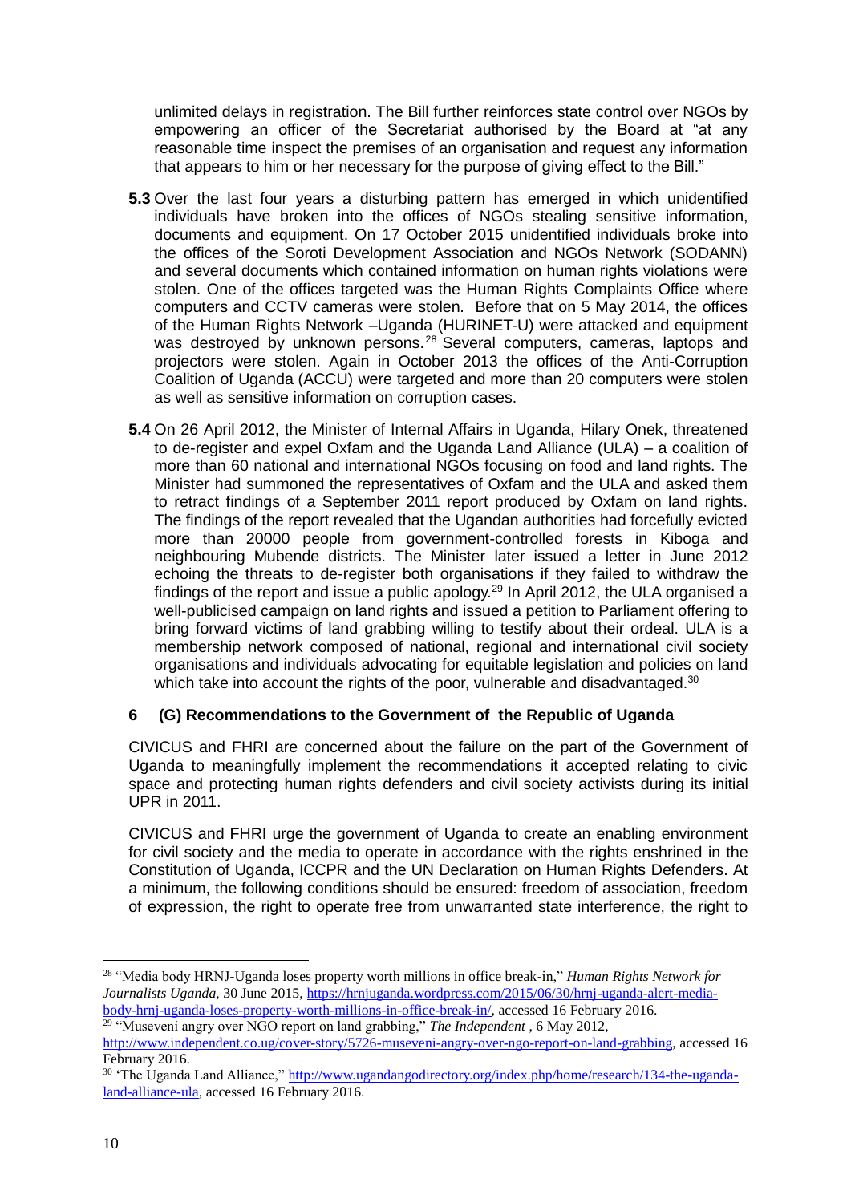unlimited delays in registration. The Bill further reinforces state control over NGOs by empowering an officer of the Secretariat authorised by the Board at "at any reasonable time inspect the premises of an organisation and request any information that appears to him or her necessary for the purpose of giving effect to the Bill."

**5.3** Over the last four years a disturbing pattern has emerged in which unidentified individuals have broken into the offices of NGOs stealing sensitive information, documents and equipment. On 17 October 2015 unidentified individuals broke into the offices of the Soroti Development Association and NGOs Network (SODANN) and several documents which contained information on human rights violations were stolen. One of the offices targeted was the Human Rights Complaints Office where computers and CCTV cameras were stolen. Before that on 5 May 2014, the offices of the Human Rights Network –Uganda (HURINET-U) were attacked and equipment was destroyed by unknown persons.[28] Several computers, cameras, laptops and projectors were stolen. Again in October 2013 the offices of the Anti-Corruption Coalition of Uganda (ACCU) were targeted and more than 20 computers were stolen as well as sensitive information on corruption cases.

**5.4** On 26 April 2012, the Minister of Internal Affairs in Uganda, Hilary Onek, threatened to de-register and expel Oxfam and the Uganda Land Alliance (ULA) – a coalition of more than 60 national and international NGOs focusing on food and land rights. The Minister had summoned the representatives of Oxfam and the ULA and asked them to retract findings of a September 2011 report produced by Oxfam on land rights. The findings of the report revealed that the Ugandan authorities had forcefully evicted more than 20000 people from government-controlled forests in Kiboga and neighbouring Mubende districts. The Minister later issued a letter in June 2012 echoing the threats to de-register both organisations if they failed to withdraw the findings of the report and issue a public apology.[29] In April 2012, the ULA organised a well-publicised campaign on land rights and issued a petition to Parliament offering to bring forward victims of land grabbing willing to testify about their ordeal. ULA is a membership network composed of national, regional and international civil society organisations and individuals advocating for equitable legislation and policies on land which take into account the rights of the poor, vulnerable and disadvantaged.[30]

## 6 (G) Recommendations to the Government of the Republic of Uganda

CIVICUS and FHRI are concerned about the failure on the part of the Government of Uganda to meaningfully implement the recommendations it accepted relating to civic space and protecting human rights defenders and civil society activists during its initial UPR in 2011.

CIVICUS and FHRI urge the government of Uganda to create an enabling environment for civil society and the media to operate in accordance with the rights enshrined in the Constitution of Uganda, ICCPR and the UN Declaration on Human Rights Defenders. At a minimum, the following conditions should be ensured: freedom of association, freedom of expression, the right to operate free from unwarranted state interference, the right to

---

[28] "Media body HRNJ-Uganda loses property worth millions in office break-in," *Human Rights Network for Journalists Uganda,* 30 June 2015, https://hrnjuganda.wordpress.com/2015/06/30/hrnj-uganda-alert-media-body-hrnj-uganda-loses-property-worth-millions-in-office-break-in/, accessed 16 February 2016.

[29] "Museveni angry over NGO report on land grabbing," *The Independent* , 6 May 2012, http://www.independent.co.ug/cover-story/5726-museveni-angry-over-ngo-report-on-land-grabbing, accessed 16 February 2016.

[30] 'The Uganda Land Alliance," http://www.ugandangodirectory.org/index.php/home/research/134-the-uganda-land-alliance-ula, accessed 16 February 2016.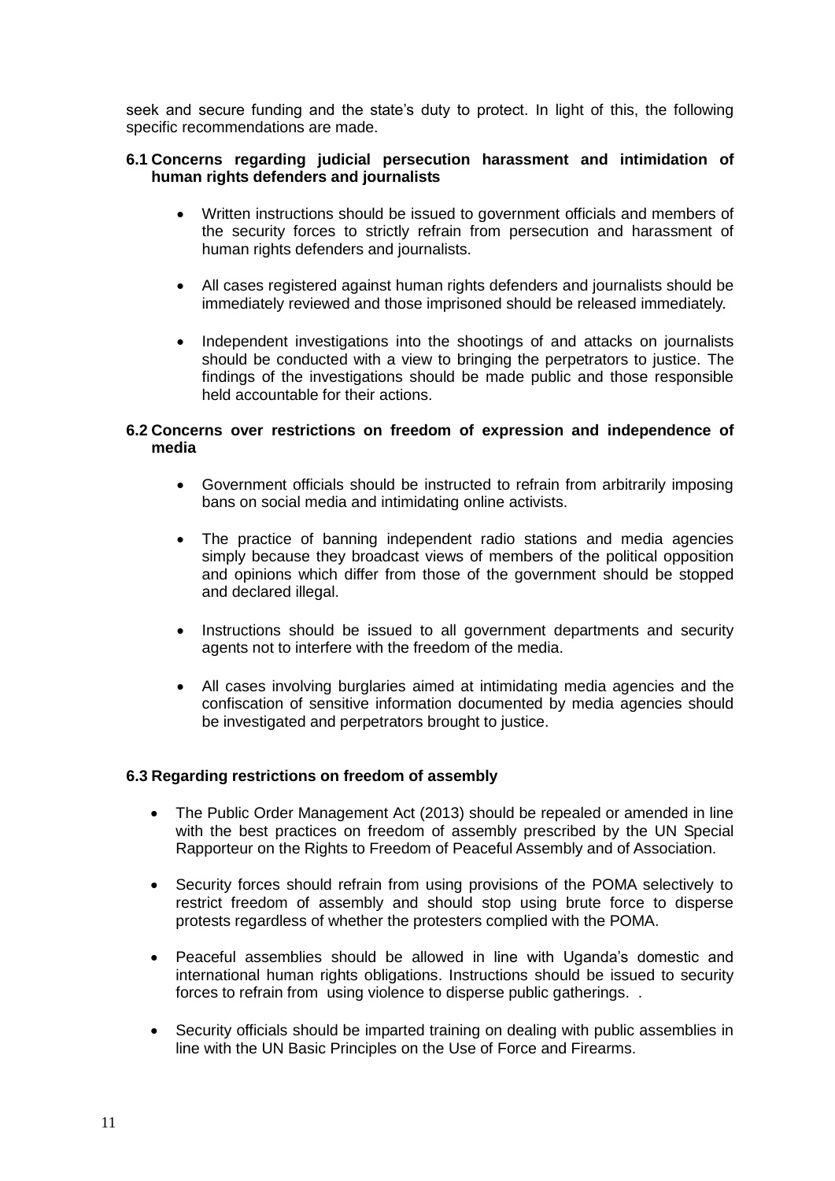seek and secure funding and the state's duty to protect. In light of this, the following specific recommendations are made.

### 6.1 Concerns regarding judicial persecution harassment and intimidation of human rights defenders and journalists

- Written instructions should be issued to government officials and members of the security forces to strictly refrain from persecution and harassment of human rights defenders and journalists.
- All cases registered against human rights defenders and journalists should be immediately reviewed and those imprisoned should be released immediately.
- Independent investigations into the shootings of and attacks on journalists should be conducted with a view to bringing the perpetrators to justice. The findings of the investigations should be made public and those responsible held accountable for their actions.

### 6.2 Concerns over restrictions on freedom of expression and independence of media

- Government officials should be instructed to refrain from arbitrarily imposing bans on social media and intimidating online activists.
- The practice of banning independent radio stations and media agencies simply because they broadcast views of members of the political opposition and opinions which differ from those of the government should be stopped and declared illegal.
- Instructions should be issued to all government departments and security agents not to interfere with the freedom of the media.
- All cases involving burglaries aimed at intimidating media agencies and the confiscation of sensitive information documented by media agencies should be investigated and perpetrators brought to justice.

### 6.3 Regarding restrictions on freedom of assembly

- The Public Order Management Act (2013) should be repealed or amended in line with the best practices on freedom of assembly prescribed by the UN Special Rapporteur on the Rights to Freedom of Peaceful Assembly and of Association.
- Security forces should refrain from using provisions of the POMA selectively to restrict freedom of assembly and should stop using brute force to disperse protests regardless of whether the protesters complied with the POMA.
- Peaceful assemblies should be allowed in line with Uganda's domestic and international human rights obligations. Instructions should be issued to security forces to refrain from using violence to disperse public gatherings. .
- Security officials should be imparted training on dealing with public assemblies in line with the UN Basic Principles on the Use of Force and Firearms.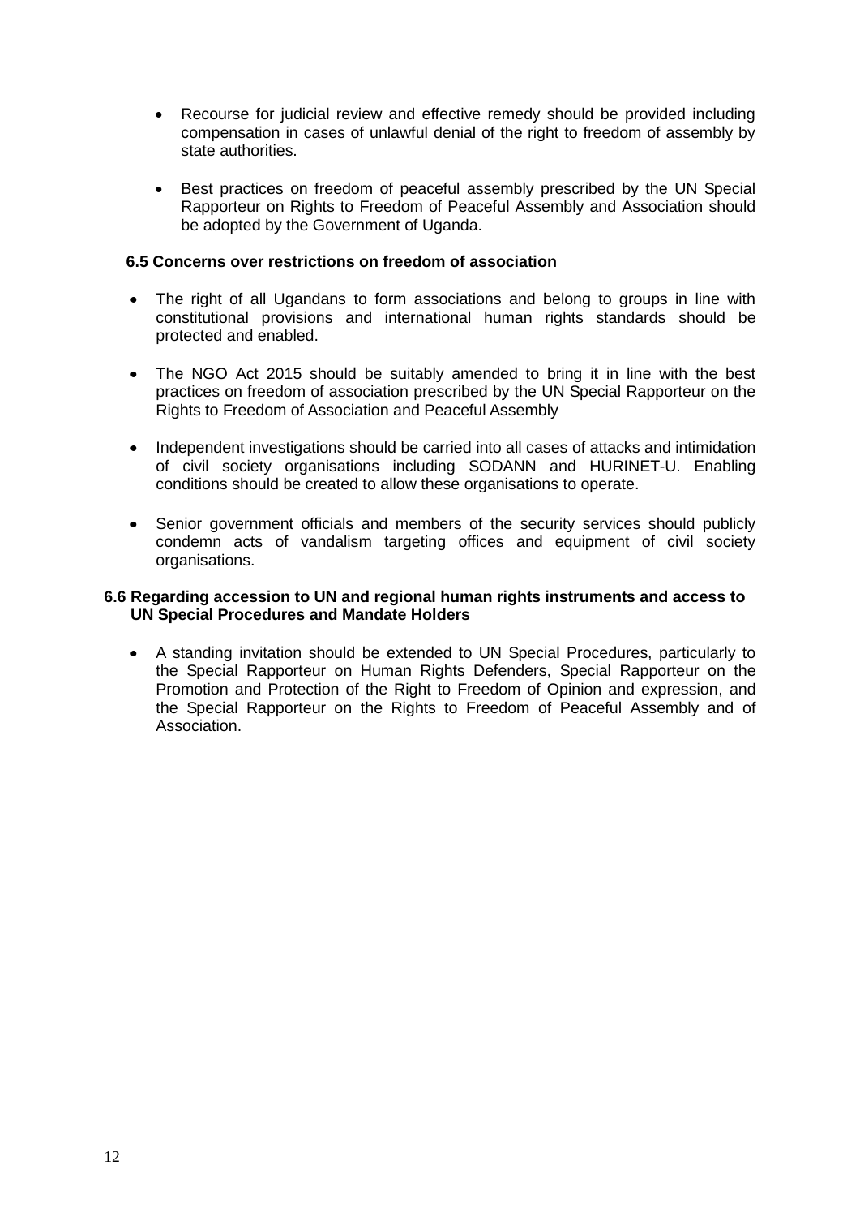- Recourse for judicial review and effective remedy should be provided including compensation in cases of unlawful denial of the right to freedom of assembly by state authorities.

- Best practices on freedom of peaceful assembly prescribed by the UN Special Rapporteur on Rights to Freedom of Peaceful Assembly and Association should be adopted by the Government of Uganda.

### 6.5 Concerns over restrictions on freedom of association

- The right of all Ugandans to form associations and belong to groups in line with constitutional provisions and international human rights standards should be protected and enabled.

- The NGO Act 2015 should be suitably amended to bring it in line with the best practices on freedom of association prescribed by the UN Special Rapporteur on the Rights to Freedom of Association and Peaceful Assembly

- Independent investigations should be carried into all cases of attacks and intimidation of civil society organisations including SODANN and HURINET-U. Enabling conditions should be created to allow these organisations to operate.

- Senior government officials and members of the security services should publicly condemn acts of vandalism targeting offices and equipment of civil society organisations.

### 6.6 Regarding accession to UN and regional human rights instruments and access to UN Special Procedures and Mandate Holders

- A standing invitation should be extended to UN Special Procedures, particularly to the Special Rapporteur on Human Rights Defenders, Special Rapporteur on the Promotion and Protection of the Right to Freedom of Opinion and expression, and the Special Rapporteur on the Rights to Freedom of Peaceful Assembly and of Association.